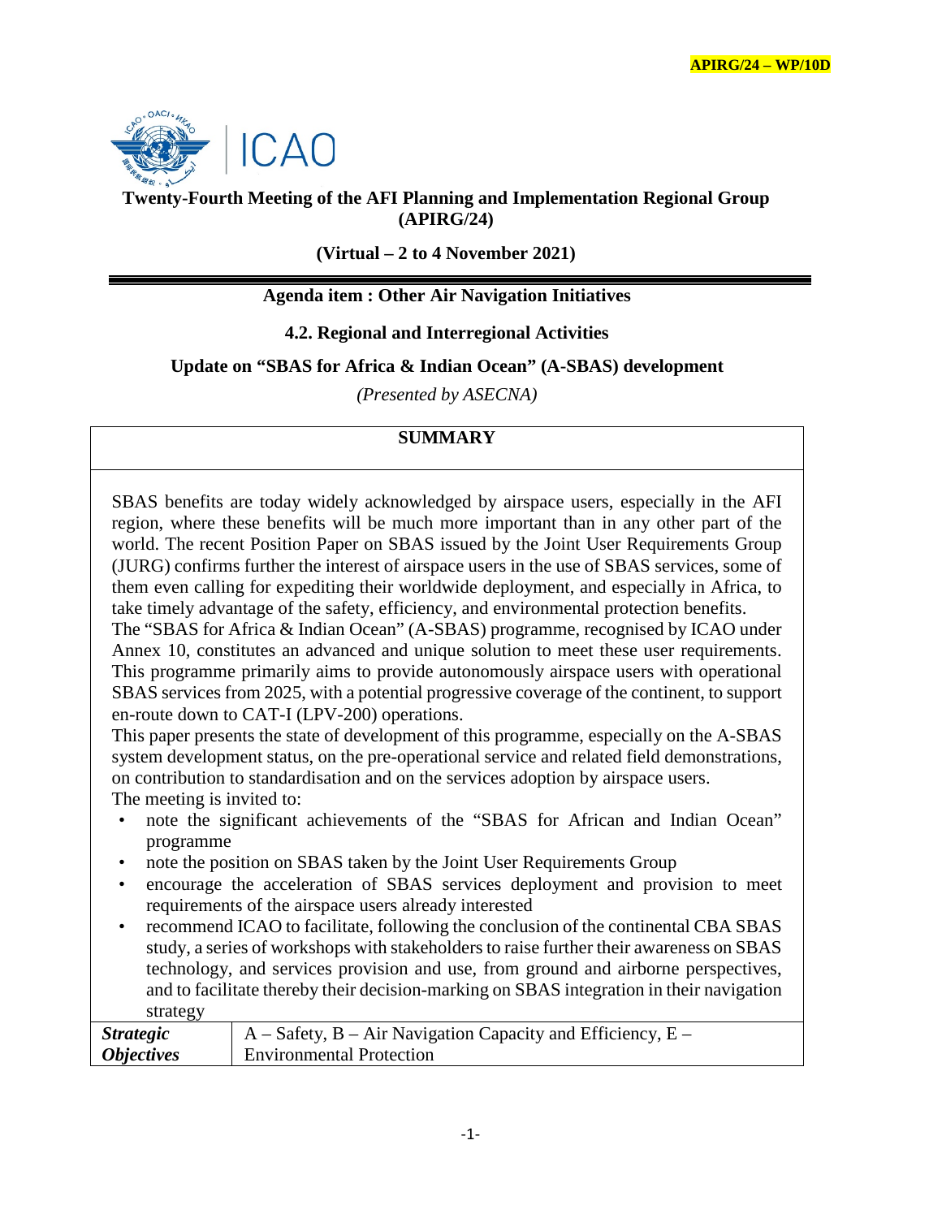APIRG/24 – WP/10D

# Twenty-Fourth Meeting of the AFI Planning and Implementation Regional Group (APIRG/24)

**(Virtual – 2 to 4 November 2021)**

**Agenda item : Other Air Navigation Initiatives**

**4.2. Regional and Interregional Activities**

## Update on "SBAS for Africa & Indian Ocean" (A-SBAS) development

*(Presented by ASECNA)*

**SUMMARY**

SBAS benefits are today widely acknowledged by airspace users, especially in the AFI region, where these benefits will be much more important than in any other part of the world. The recent Position Paper on SBAS issued by the Joint User Requirements Group (JURG) confirms further the interest of airspace users in the use of SBAS services, some of them even calling for expediting their worldwide deployment, and especially in Africa, to take timely advantage of the safety, efficiency, and environmental protection benefits.

The "SBAS for Africa & Indian Ocean" (A-SBAS) programme, recognised by ICAO under Annex 10, constitutes an advanced and unique solution to meet these user requirements. This programme primarily aims to provide autonomously airspace users with operational SBAS services from 2025, with a potential progressive coverage of the continent, to support en-route down to CAT-I (LPV-200) operations.

This paper presents the state of development of this programme, especially on the A-SBAS system development status, on the pre-operational service and related field demonstrations, on contribution to standardisation and on the services adoption by airspace users.

The meeting is invited to:

- note the significant achievements of the "SBAS for African and Indian Ocean" programme
- note the position on SBAS taken by the Joint User Requirements Group
- encourage the acceleration of SBAS services deployment and provision to meet requirements of the airspace users already interested
- recommend ICAO to facilitate, following the conclusion of the continental CBA SBAS study, a series of workshops with stakeholders to raise further their awareness on SBAS technology, and services provision and use, from ground and airborne perspectives, and to facilitate thereby their decision-marking on SBAS integration in their navigation strategy

| | |
|---|---|
| ***Strategic Objectives*** | A – Safety, B – Air Navigation Capacity and Efficiency, E – Environmental Protection |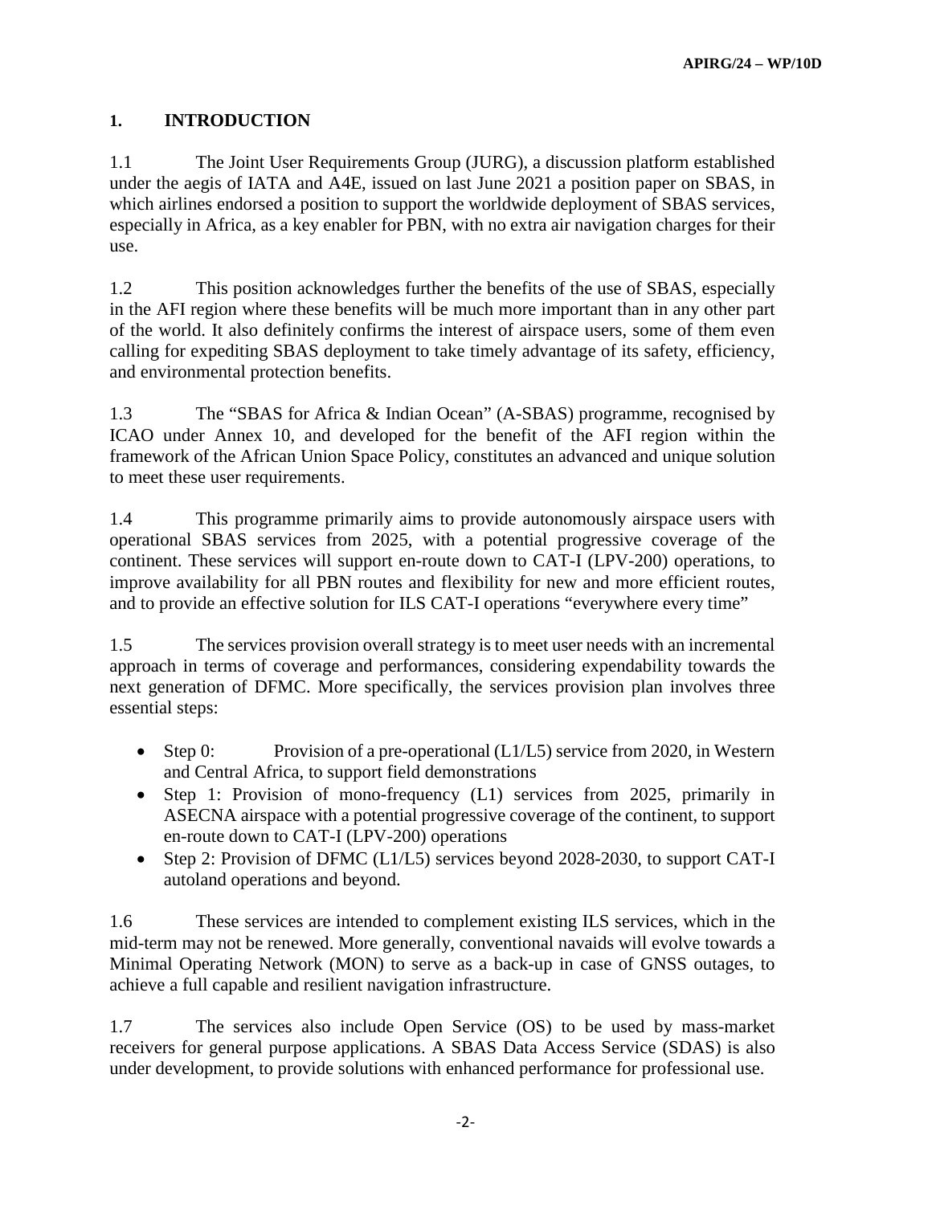## 1. INTRODUCTION

1.1 The Joint User Requirements Group (JURG), a discussion platform established under the aegis of IATA and A4E, issued on last June 2021 a position paper on SBAS, in which airlines endorsed a position to support the worldwide deployment of SBAS services, especially in Africa, as a key enabler for PBN, with no extra air navigation charges for their use.

1.2 This position acknowledges further the benefits of the use of SBAS, especially in the AFI region where these benefits will be much more important than in any other part of the world. It also definitely confirms the interest of airspace users, some of them even calling for expediting SBAS deployment to take timely advantage of its safety, efficiency, and environmental protection benefits.

1.3 The "SBAS for Africa & Indian Ocean" (A-SBAS) programme, recognised by ICAO under Annex 10, and developed for the benefit of the AFI region within the framework of the African Union Space Policy, constitutes an advanced and unique solution to meet these user requirements.

1.4 This programme primarily aims to provide autonomously airspace users with operational SBAS services from 2025, with a potential progressive coverage of the continent. These services will support en-route down to CAT-I (LPV-200) operations, to improve availability for all PBN routes and flexibility for new and more efficient routes, and to provide an effective solution for ILS CAT-I operations "everywhere every time"

1.5 The services provision overall strategy is to meet user needs with an incremental approach in terms of coverage and performances, considering expendability towards the next generation of DFMC. More specifically, the services provision plan involves three essential steps:

- Step 0: Provision of a pre-operational (L1/L5) service from 2020, in Western and Central Africa, to support field demonstrations
- Step 1: Provision of mono-frequency (L1) services from 2025, primarily in ASECNA airspace with a potential progressive coverage of the continent, to support en-route down to CAT-I (LPV-200) operations
- Step 2: Provision of DFMC (L1/L5) services beyond 2028-2030, to support CAT-I autoland operations and beyond.

1.6 These services are intended to complement existing ILS services, which in the mid-term may not be renewed. More generally, conventional navaids will evolve towards a Minimal Operating Network (MON) to serve as a back-up in case of GNSS outages, to achieve a full capable and resilient navigation infrastructure.

1.7 The services also include Open Service (OS) to be used by mass-market receivers for general purpose applications. A SBAS Data Access Service (SDAS) is also under development, to provide solutions with enhanced performance for professional use.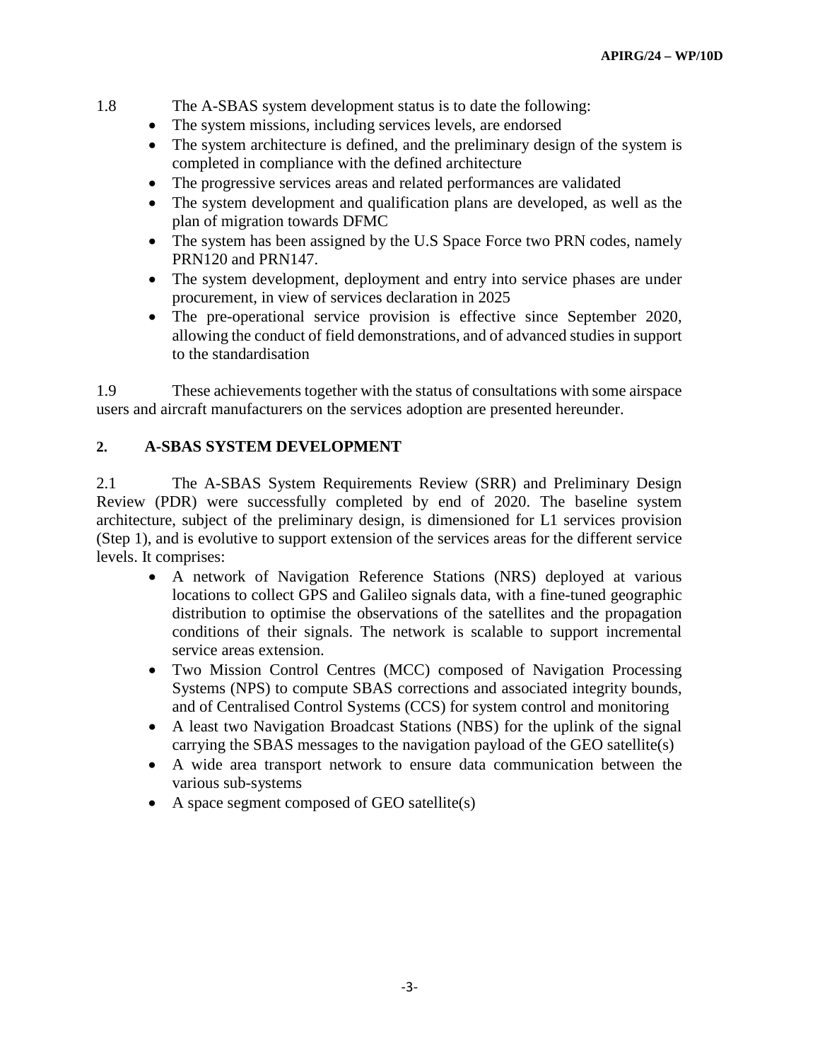1.8 The A-SBAS system development status is to date the following:

- The system missions, including services levels, are endorsed
- The system architecture is defined, and the preliminary design of the system is completed in compliance with the defined architecture
- The progressive services areas and related performances are validated
- The system development and qualification plans are developed, as well as the plan of migration towards DFMC
- The system has been assigned by the U.S Space Force two PRN codes, namely PRN120 and PRN147.
- The system development, deployment and entry into service phases are under procurement, in view of services declaration in 2025
- The pre-operational service provision is effective since September 2020, allowing the conduct of field demonstrations, and of advanced studies in support to the standardisation

1.9 These achievements together with the status of consultations with some airspace users and aircraft manufacturers on the services adoption are presented hereunder.

## 2. A-SBAS SYSTEM DEVELOPMENT

2.1 The A-SBAS System Requirements Review (SRR) and Preliminary Design Review (PDR) were successfully completed by end of 2020. The baseline system architecture, subject of the preliminary design, is dimensioned for L1 services provision (Step 1), and is evolutive to support extension of the services areas for the different service levels. It comprises:

- A network of Navigation Reference Stations (NRS) deployed at various locations to collect GPS and Galileo signals data, with a fine-tuned geographic distribution to optimise the observations of the satellites and the propagation conditions of their signals. The network is scalable to support incremental service areas extension.
- Two Mission Control Centres (MCC) composed of Navigation Processing Systems (NPS) to compute SBAS corrections and associated integrity bounds, and of Centralised Control Systems (CCS) for system control and monitoring
- A least two Navigation Broadcast Stations (NBS) for the uplink of the signal carrying the SBAS messages to the navigation payload of the GEO satellite(s)
- A wide area transport network to ensure data communication between the various sub-systems
- A space segment composed of GEO satellite(s)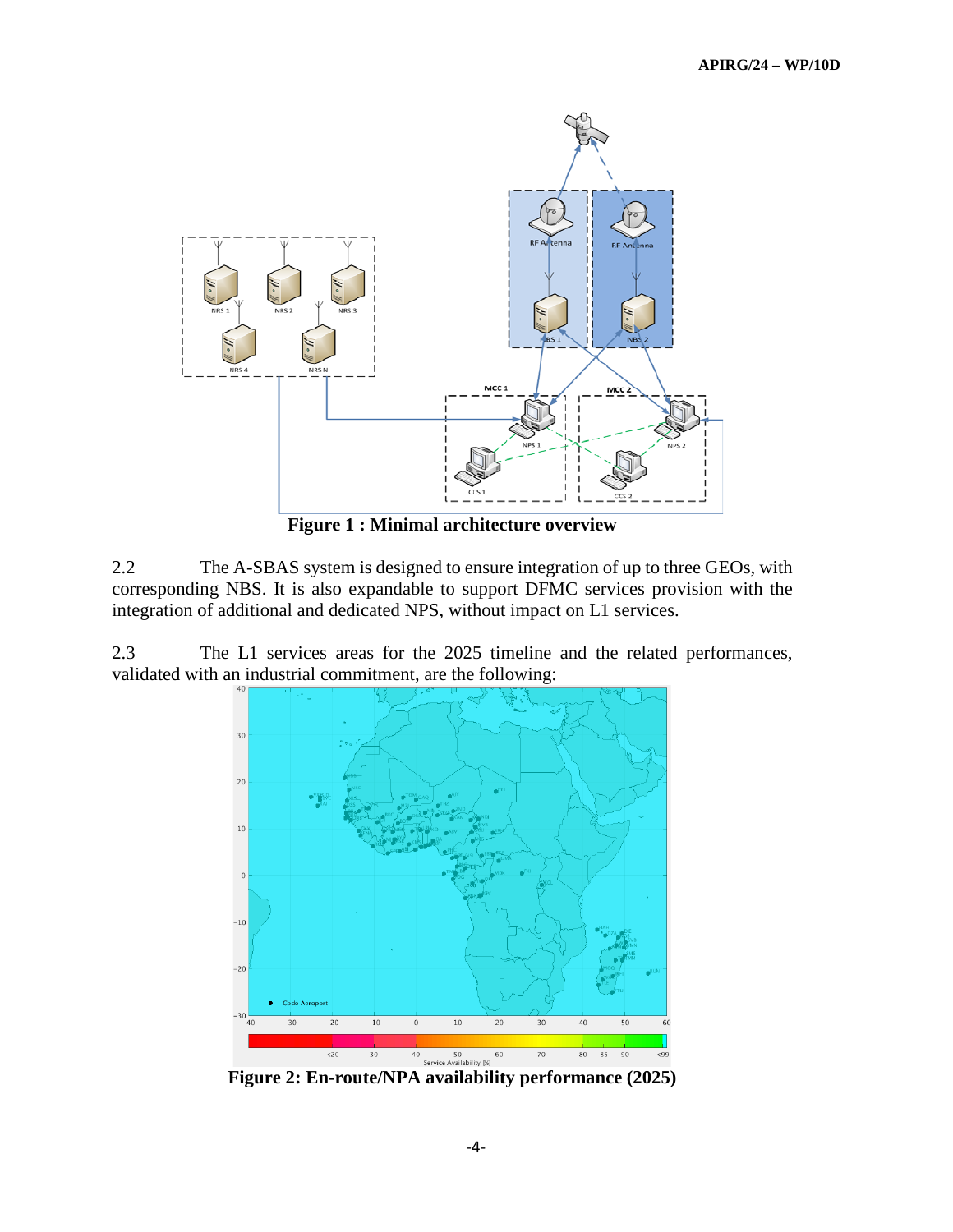**Figure 1 : Minimal architecture overview**

2.2 The A-SBAS system is designed to ensure integration of up to three GEOs, with corresponding NBS. It is also expandable to support DFMC services provision with the integration of additional and dedicated NPS, without impact on L1 services.

2.3 The L1 services areas for the 2025 timeline and the related performances, validated with an industrial commitment, are the following:

**Figure 2: En-route/NPA availability performance (2025)**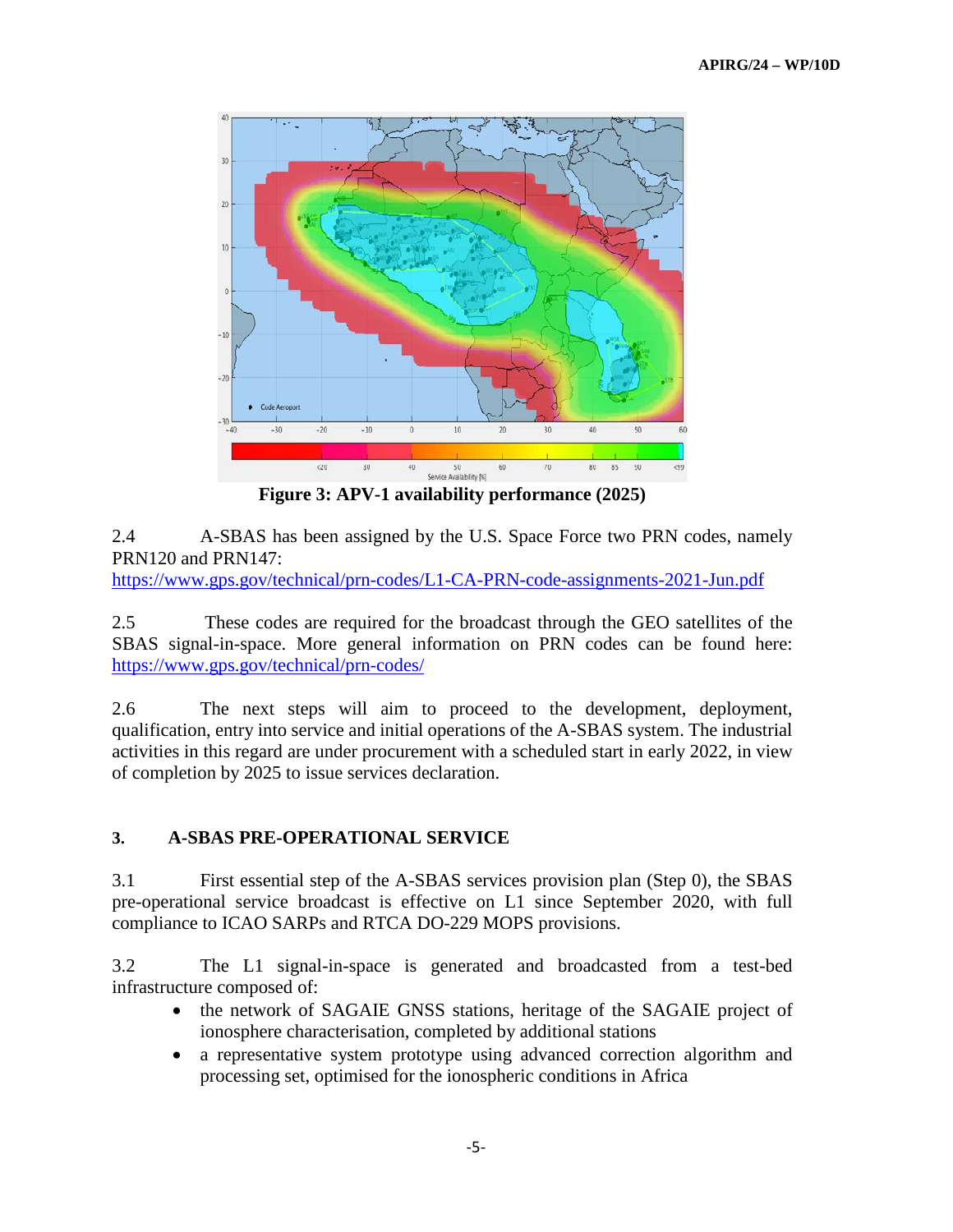**Figure 3: APV-1 availability performance (2025)**

2.4 A-SBAS has been assigned by the U.S. Space Force two PRN codes, namely PRN120 and PRN147:
https://www.gps.gov/technical/prn-codes/L1-CA-PRN-code-assignments-2021-Jun.pdf

2.5 These codes are required for the broadcast through the GEO satellites of the SBAS signal-in-space. More general information on PRN codes can be found here: https://www.gps.gov/technical/prn-codes/

2.6 The next steps will aim to proceed to the development, deployment, qualification, entry into service and initial operations of the A-SBAS system. The industrial activities in this regard are under procurement with a scheduled start in early 2022, in view of completion by 2025 to issue services declaration.

## 3. A-SBAS PRE-OPERATIONAL SERVICE

3.1 First essential step of the A-SBAS services provision plan (Step 0), the SBAS pre-operational service broadcast is effective on L1 since September 2020, with full compliance to ICAO SARPs and RTCA DO-229 MOPS provisions.

3.2 The L1 signal-in-space is generated and broadcasted from a test-bed infrastructure composed of:

- the network of SAGAIE GNSS stations, heritage of the SAGAIE project of ionosphere characterisation, completed by additional stations
- a representative system prototype using advanced correction algorithm and processing set, optimised for the ionospheric conditions in Africa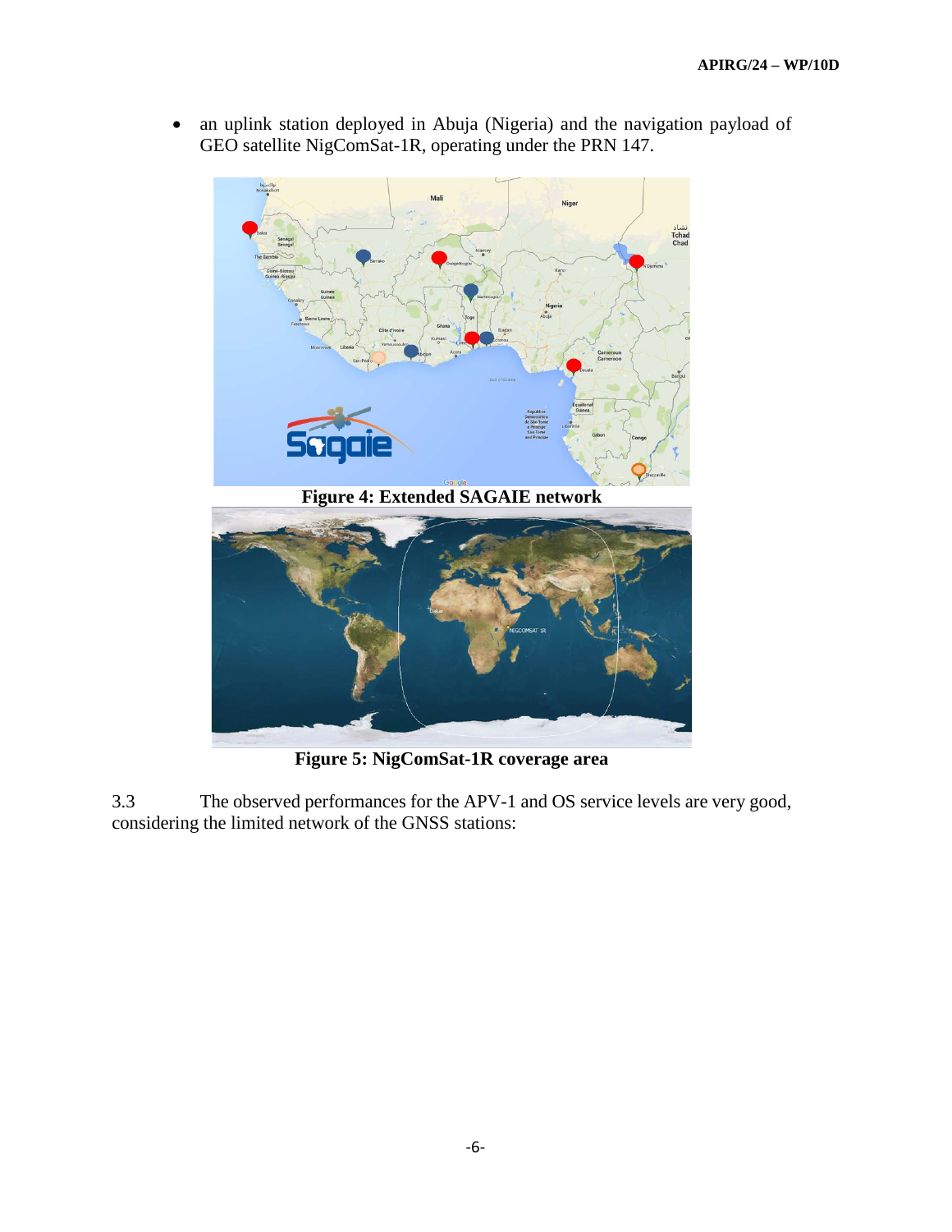- an uplink station deployed in Abuja (Nigeria) and the navigation payload of GEO satellite NigComSat-1R, operating under the PRN 147.

**Figure 4: Extended SAGAIE network**

**Figure 5: NigComSat-1R coverage area**

3.3 The observed performances for the APV-1 and OS service levels are very good, considering the limited network of the GNSS stations: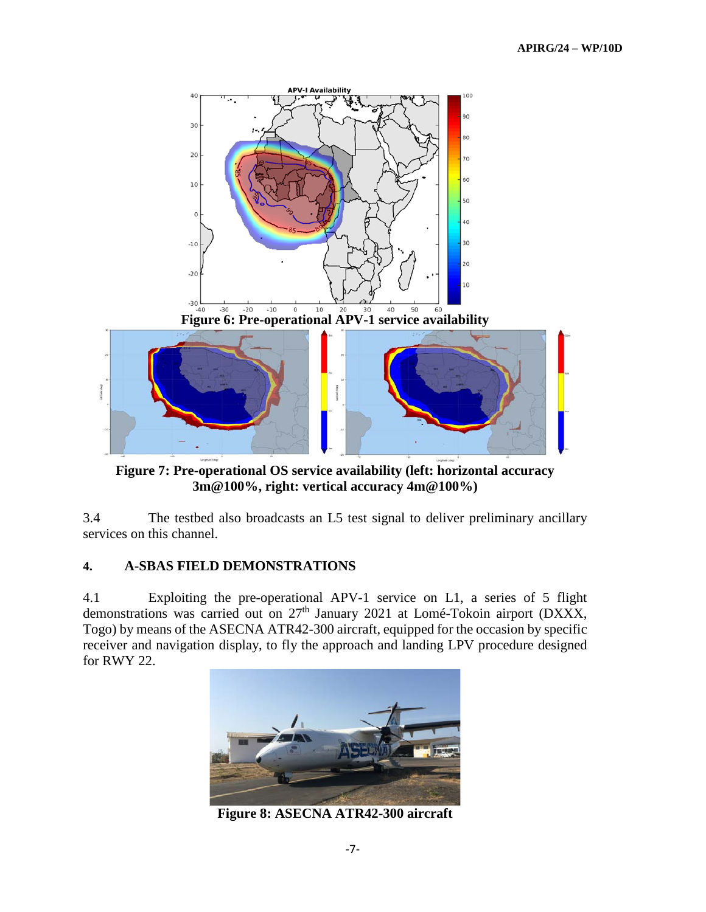Figure 6: Pre-operational APV-1 service availability

Figure 7: Pre-operational OS service availability (left: horizontal accuracy 3m@100%, right: vertical accuracy 4m@100%)

3.4 The testbed also broadcasts an L5 test signal to deliver preliminary ancillary services on this channel.

## 4. A-SBAS FIELD DEMONSTRATIONS

4.1 Exploiting the pre-operational APV-1 service on L1, a series of 5 flight demonstrations was carried out on 27th January 2021 at Lomé-Tokoin airport (DXXX, Togo) by means of the ASECNA ATR42-300 aircraft, equipped for the occasion by specific receiver and navigation display, to fly the approach and landing LPV procedure designed for RWY 22.

Figure 8: ASECNA ATR42-300 aircraft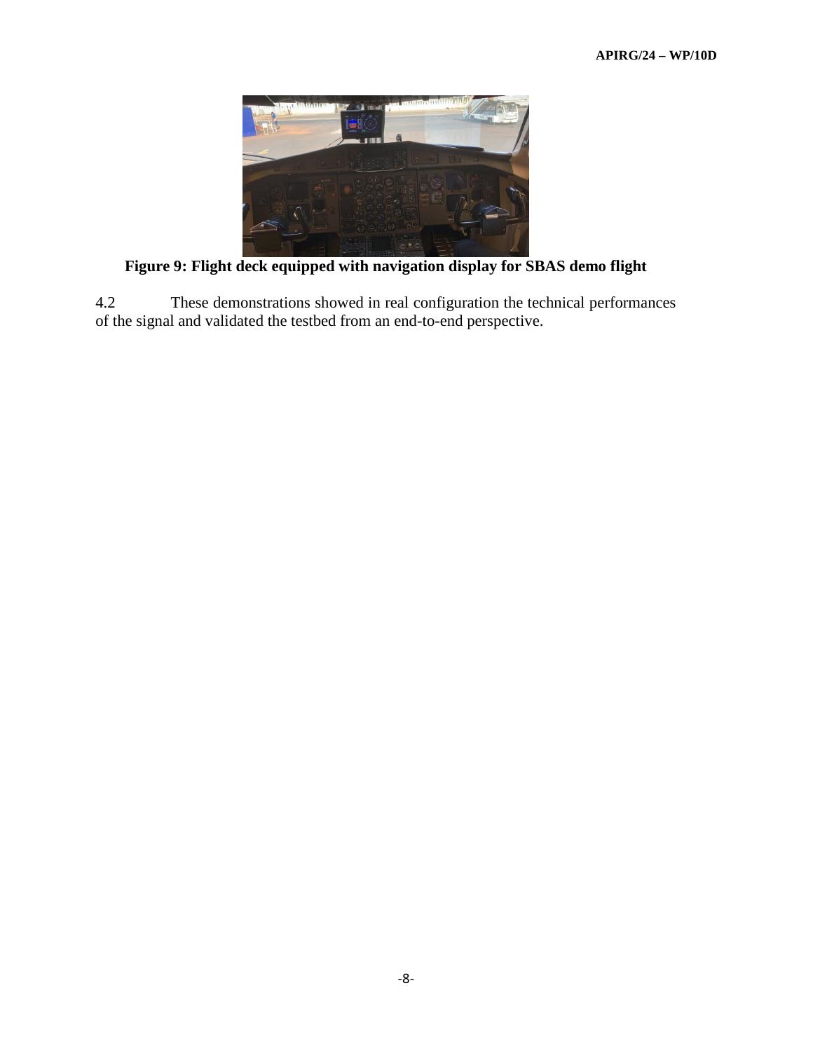**Figure 9: Flight deck equipped with navigation display for SBAS demo flight**

4.2 These demonstrations showed in real configuration the technical performances of the signal and validated the testbed from an end-to-end perspective.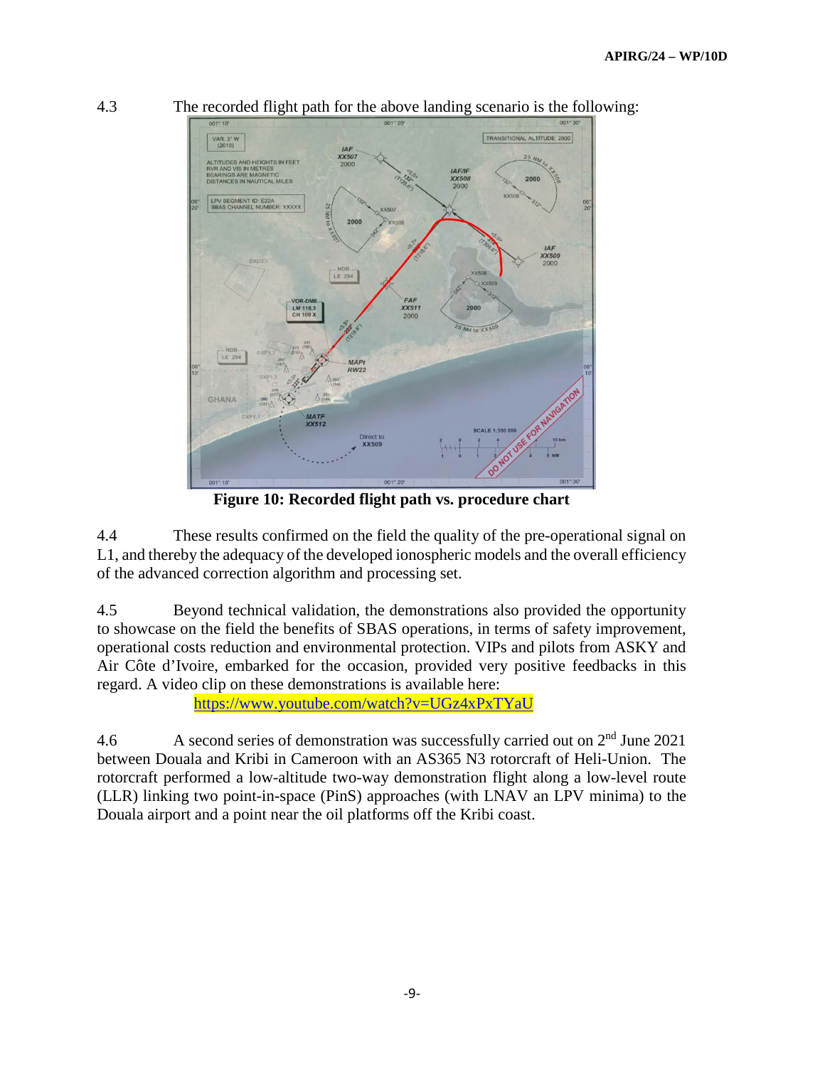4.3 The recorded flight path for the above landing scenario is the following:

**Figure 10: Recorded flight path vs. procedure chart**

4.4 These results confirmed on the field the quality of the pre-operational signal on L1, and thereby the adequacy of the developed ionospheric models and the overall efficiency of the advanced correction algorithm and processing set.

4.5 Beyond technical validation, the demonstrations also provided the opportunity to showcase on the field the benefits of SBAS operations, in terms of safety improvement, operational costs reduction and environmental protection. VIPs and pilots from ASKY and Air Côte d'Ivoire, embarked for the occasion, provided very positive feedbacks in this regard. A video clip on these demonstrations is available here: https://www.youtube.com/watch?v=UGz4xPxTYaU

4.6 A second series of demonstration was successfully carried out on 2nd June 2021 between Douala and Kribi in Cameroon with an AS365 N3 rotorcraft of Heli-Union. The rotorcraft performed a low-altitude two-way demonstration flight along a low-level route (LLR) linking two point-in-space (PinS) approaches (with LNAV an LPV minima) to the Douala airport and a point near the oil platforms off the Kribi coast.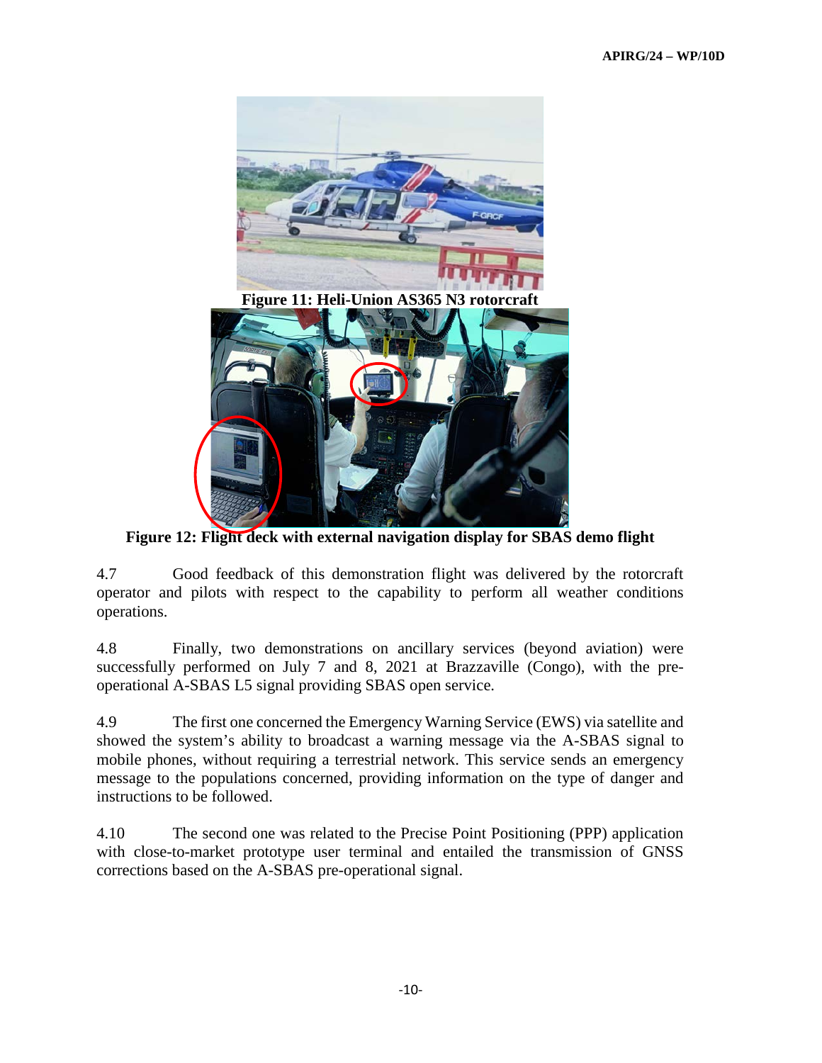Figure 11: Heli-Union AS365 N3 rotorcraft

Figure 12: Flight deck with external navigation display for SBAS demo flight

4.7 Good feedback of this demonstration flight was delivered by the rotorcraft operator and pilots with respect to the capability to perform all weather conditions operations.

4.8 Finally, two demonstrations on ancillary services (beyond aviation) were successfully performed on July 7 and 8, 2021 at Brazzaville (Congo), with the pre-operational A-SBAS L5 signal providing SBAS open service.

4.9 The first one concerned the Emergency Warning Service (EWS) via satellite and showed the system's ability to broadcast a warning message via the A-SBAS signal to mobile phones, without requiring a terrestrial network. This service sends an emergency message to the populations concerned, providing information on the type of danger and instructions to be followed.

4.10 The second one was related to the Precise Point Positioning (PPP) application with close-to-market prototype user terminal and entailed the transmission of GNSS corrections based on the A-SBAS pre-operational signal.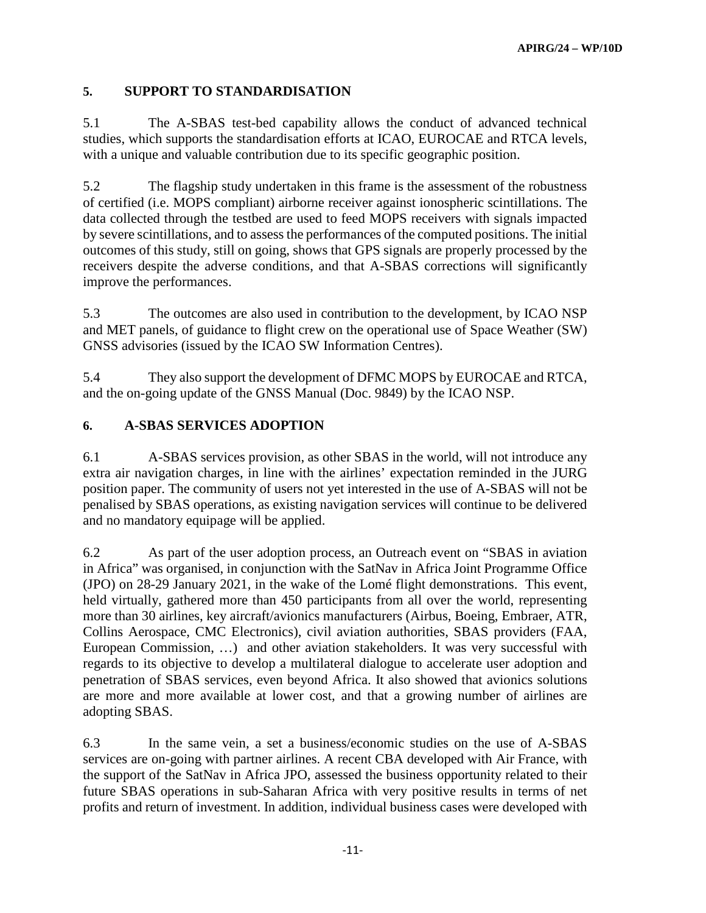## 5. SUPPORT TO STANDARDISATION

5.1 The A-SBAS test-bed capability allows the conduct of advanced technical studies, which supports the standardisation efforts at ICAO, EUROCAE and RTCA levels, with a unique and valuable contribution due to its specific geographic position.

5.2 The flagship study undertaken in this frame is the assessment of the robustness of certified (i.e. MOPS compliant) airborne receiver against ionospheric scintillations. The data collected through the testbed are used to feed MOPS receivers with signals impacted by severe scintillations, and to assess the performances of the computed positions. The initial outcomes of this study, still on going, shows that GPS signals are properly processed by the receivers despite the adverse conditions, and that A-SBAS corrections will significantly improve the performances.

5.3 The outcomes are also used in contribution to the development, by ICAO NSP and MET panels, of guidance to flight crew on the operational use of Space Weather (SW) GNSS advisories (issued by the ICAO SW Information Centres).

5.4 They also support the development of DFMC MOPS by EUROCAE and RTCA, and the on-going update of the GNSS Manual (Doc. 9849) by the ICAO NSP.

## 6. A-SBAS SERVICES ADOPTION

6.1 A-SBAS services provision, as other SBAS in the world, will not introduce any extra air navigation charges, in line with the airlines' expectation reminded in the JURG position paper. The community of users not yet interested in the use of A-SBAS will not be penalised by SBAS operations, as existing navigation services will continue to be delivered and no mandatory equipage will be applied.

6.2 As part of the user adoption process, an Outreach event on "SBAS in aviation in Africa" was organised, in conjunction with the SatNav in Africa Joint Programme Office (JPO) on 28-29 January 2021, in the wake of the Lomé flight demonstrations. This event, held virtually, gathered more than 450 participants from all over the world, representing more than 30 airlines, key aircraft/avionics manufacturers (Airbus, Boeing, Embraer, ATR, Collins Aerospace, CMC Electronics), civil aviation authorities, SBAS providers (FAA, European Commission, …) and other aviation stakeholders. It was very successful with regards to its objective to develop a multilateral dialogue to accelerate user adoption and penetration of SBAS services, even beyond Africa. It also showed that avionics solutions are more and more available at lower cost, and that a growing number of airlines are adopting SBAS.

6.3 In the same vein, a set a business/economic studies on the use of A-SBAS services are on-going with partner airlines. A recent CBA developed with Air France, with the support of the SatNav in Africa JPO, assessed the business opportunity related to their future SBAS operations in sub-Saharan Africa with very positive results in terms of net profits and return of investment. In addition, individual business cases were developed with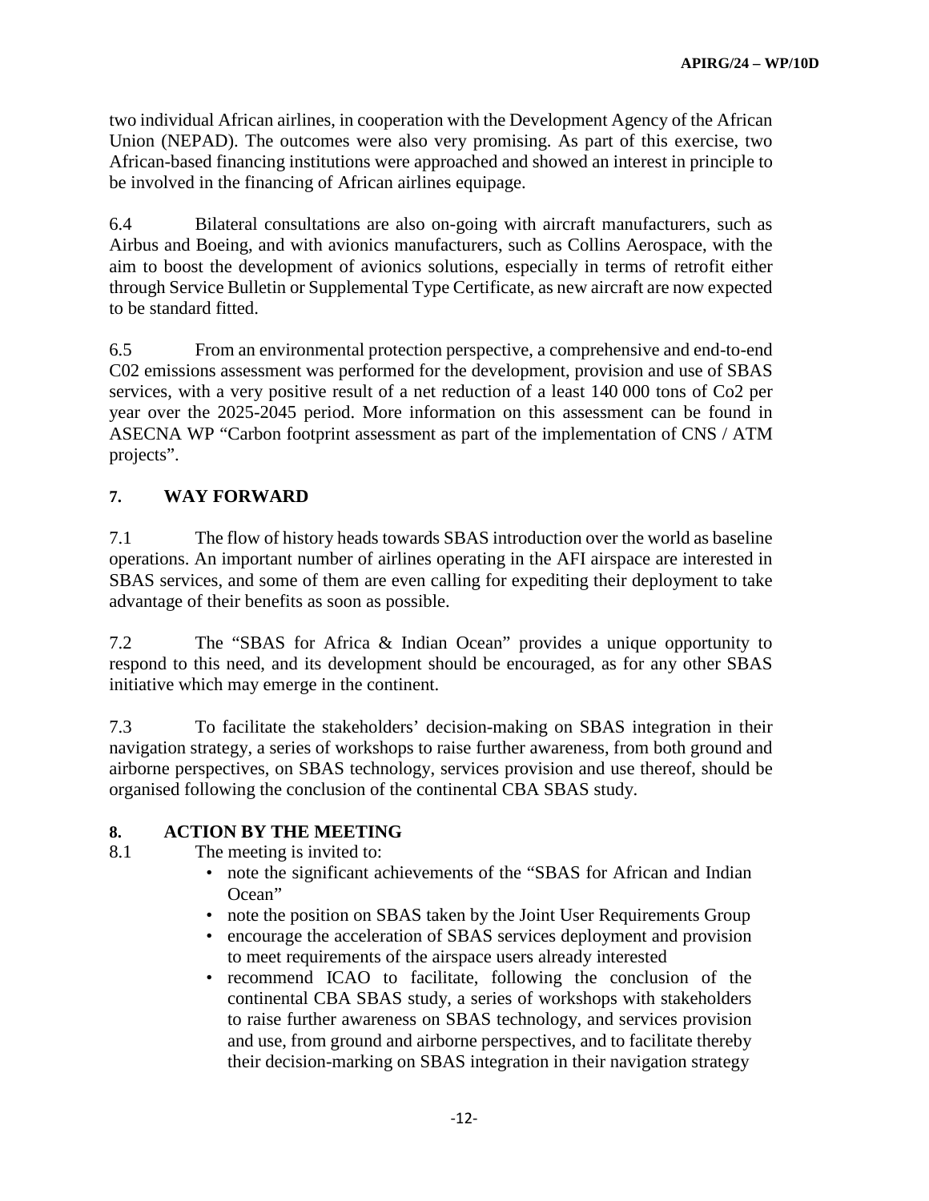two individual African airlines, in cooperation with the Development Agency of the African Union (NEPAD). The outcomes were also very promising. As part of this exercise, two African-based financing institutions were approached and showed an interest in principle to be involved in the financing of African airlines equipage.

6.4 Bilateral consultations are also on-going with aircraft manufacturers, such as Airbus and Boeing, and with avionics manufacturers, such as Collins Aerospace, with the aim to boost the development of avionics solutions, especially in terms of retrofit either through Service Bulletin or Supplemental Type Certificate, as new aircraft are now expected to be standard fitted.

6.5 From an environmental protection perspective, a comprehensive and end-to-end C02 emissions assessment was performed for the development, provision and use of SBAS services, with a very positive result of a net reduction of a least 140 000 tons of Co2 per year over the 2025-2045 period. More information on this assessment can be found in ASECNA WP "Carbon footprint assessment as part of the implementation of CNS / ATM projects".

## 7. WAY FORWARD

7.1 The flow of history heads towards SBAS introduction over the world as baseline operations. An important number of airlines operating in the AFI airspace are interested in SBAS services, and some of them are even calling for expediting their deployment to take advantage of their benefits as soon as possible.

7.2 The "SBAS for Africa & Indian Ocean" provides a unique opportunity to respond to this need, and its development should be encouraged, as for any other SBAS initiative which may emerge in the continent.

7.3 To facilitate the stakeholders' decision-making on SBAS integration in their navigation strategy, a series of workshops to raise further awareness, from both ground and airborne perspectives, on SBAS technology, services provision and use thereof, should be organised following the conclusion of the continental CBA SBAS study.

## 8. ACTION BY THE MEETING

8.1 The meeting is invited to:

- note the significant achievements of the "SBAS for African and Indian Ocean"
- note the position on SBAS taken by the Joint User Requirements Group
- encourage the acceleration of SBAS services deployment and provision to meet requirements of the airspace users already interested
- recommend ICAO to facilitate, following the conclusion of the continental CBA SBAS study, a series of workshops with stakeholders to raise further awareness on SBAS technology, and services provision and use, from ground and airborne perspectives, and to facilitate thereby their decision-marking on SBAS integration in their navigation strategy